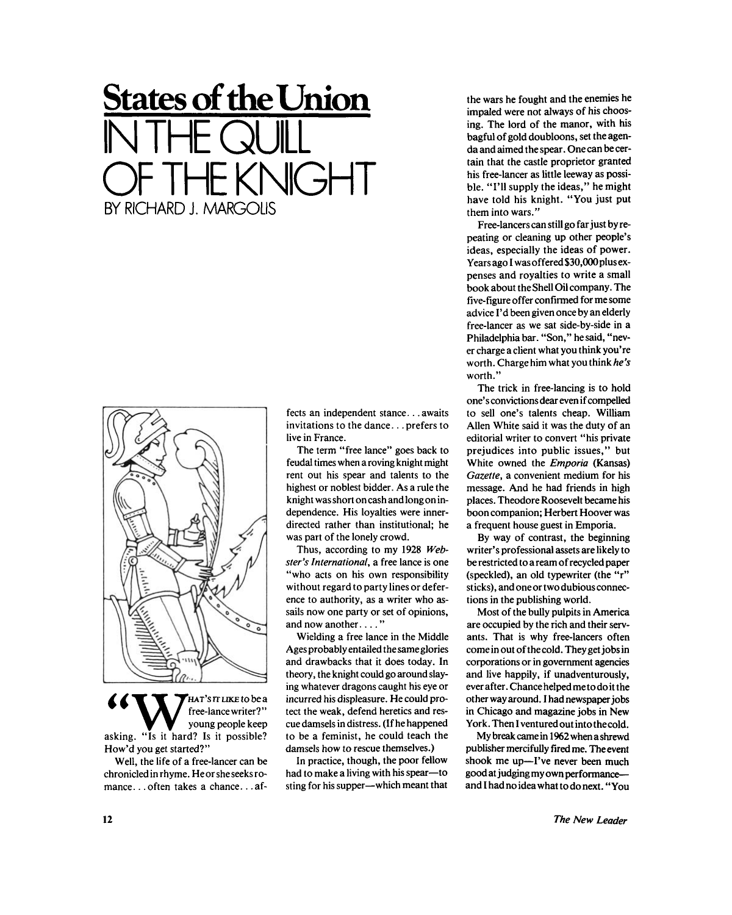# States of the Union

# IN THE QUILL OF THE KNIGHT

BY RICHARD J. MARGOLIS

"WHAT'S IT LIKE to be a free-lance writer?" young people keep asking. "Is it hard? Is it possible? How'd you get started?"

Well, the life of a free-lancer can be chronicled in rhyme. He or she seeks romance... often takes a chance... affects an independent stance... awaits invitations to the dance... prefers to live in France.

The term "free lance" goes back to feudal times when a roving knight might rent out his spear and talents to the highest or noblest bidder. As a rule the knight was short on cash and long on independence. His loyalties were inner-directed rather than institutional; he was part of the lonely crowd.

Thus, according to my 1928 *Webster's International*, a free lance is one "who acts on his own responsibility without regard to party lines or deference to authority, as a writer who assails now one party or set of opinions, and now another...."

Wielding a free lance in the Middle Ages probably entailed the same glories and drawbacks that it does today. In theory, the knight could go around slaying whatever dragons caught his eye or incurred his displeasure. He could protect the weak, defend heretics and rescue damsels in distress. (If he happened to be a feminist, he could teach the damsels how to rescue themselves.)

In practice, though, the poor fellow had to make a living with his spear—to sting for his supper—which meant that the wars he fought and the enemies he impaled were not always of his choosing. The lord of the manor, with his bagful of gold doubloons, set the agenda and aimed the spear. One can be certain that the castle proprietor granted his free-lancer as little leeway as possible. "I'll supply the ideas," he might have told his knight. "You just put them into wars."

Free-lancers can still go far just by repeating or cleaning up other people's ideas, especially the ideas of power. Years ago I was offered $30,000 plus expenses and royalties to write a small book about the Shell Oil company. The five-figure offer confirmed for me some advice I'd been given once by an elderly free-lancer as we sat side-by-side in a Philadelphia bar. "Son," he said, "never charge a client what you think you're worth. Charge him what you think *he's* worth."

The trick in free-lancing is to hold one's convictions dear even if compelled to sell one's talents cheap. William Allen White said it was the duty of an editorial writer to convert "his private prejudices into public issues," but White owned the *Emporia* (Kansas) *Gazette*, a convenient medium for his message. And he had friends in high places. Theodore Roosevelt became his boon companion; Herbert Hoover was a frequent house guest in Emporia.

By way of contrast, the beginning writer's professional assets are likely to be restricted to a ream of recycled paper (speckled), an old typewriter (the "r" sticks), and one or two dubious connections in the publishing world.

Most of the bully pulpits in America are occupied by the rich and their servants. That is why free-lancers often come in out of the cold. They get jobs in corporations or in government agencies and live happily, if unadventurously, ever after. Chance helped me to do it the other way around. I had newspaper jobs in Chicago and magazine jobs in New York. Then I ventured out into the cold.

My break came in 1962 when a shrewd publisher mercifully fired me. The event shook me up—I've never been much good at judging my own performance—and I had no idea what to do next. "You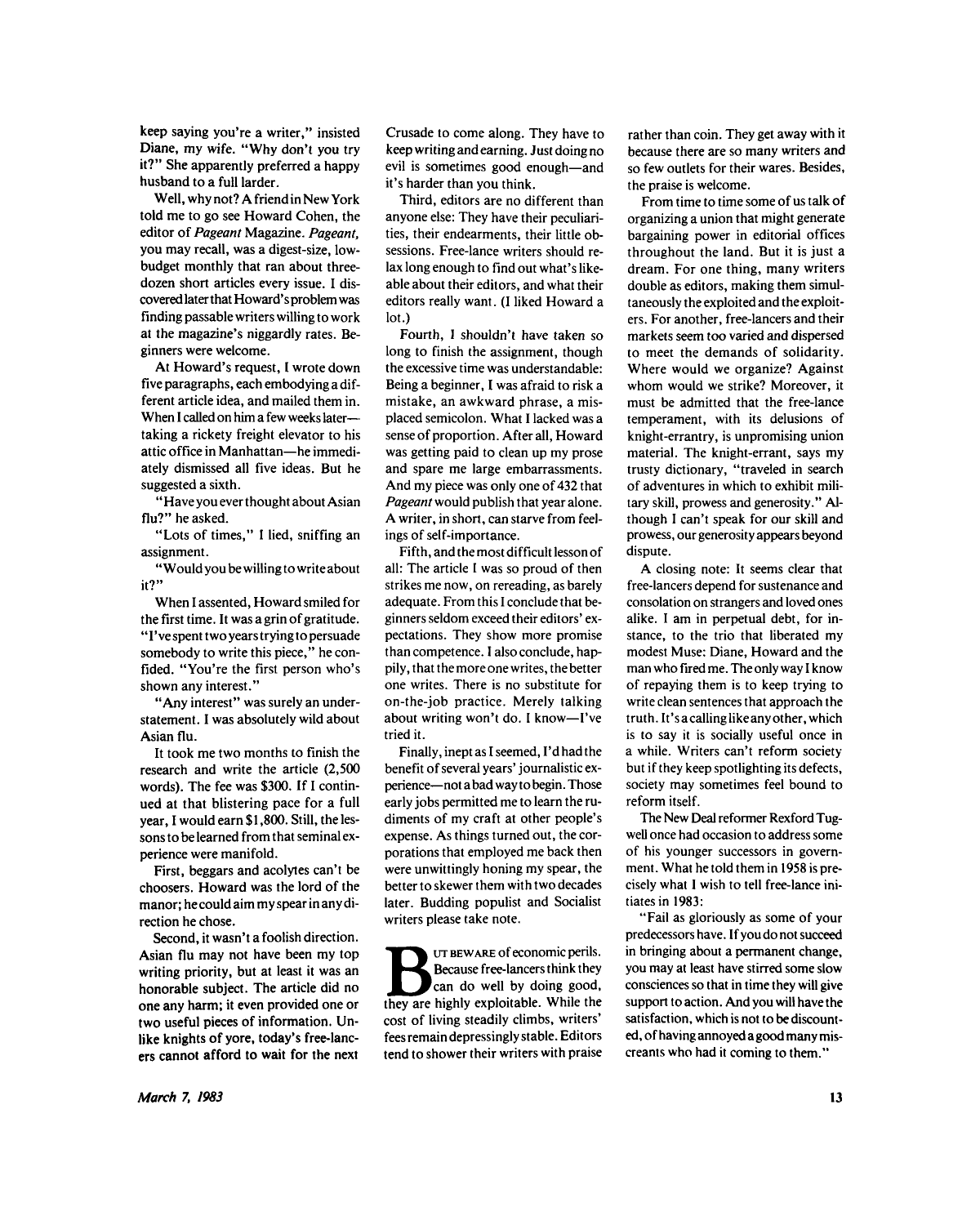keep saying you're a writer," insisted Diane, my wife. "Why don't you try it?" She apparently preferred a happy husband to a full larder.

Well, why not? A friend in New York told me to go see Howard Cohen, the editor of *Pageant* Magazine. *Pageant,* you may recall, was a digest-size, low-budget monthly that ran about three-dozen short articles every issue. I discovered later that Howard's problem was finding passable writers willing to work at the magazine's niggardly rates. Beginners were welcome.

At Howard's request, I wrote down five paragraphs, each embodying a different article idea, and mailed them in. When I called on him a few weeks later—taking a rickety freight elevator to his attic office in Manhattan—he immediately dismissed all five ideas. But he suggested a sixth.

"Have you ever thought about Asian flu?" he asked.

"Lots of times," I lied, sniffing an assignment.

"Would you be willing to write about it?"

When I assented, Howard smiled for the first time. It was a grin of gratitude. "I've spent two years trying to persuade somebody to write this piece," he confided. "You're the first person who's shown any interest."

"Any interest" was surely an understatement. I was absolutely wild about Asian flu.

It took me two months to finish the research and write the article (2,500 words). The fee was $300. If I continued at that blistering pace for a full year, I would earn $1,800. Still, the lessons to be learned from that seminal experience were manifold.

First, beggars and acolytes can't be choosers. Howard was the lord of the manor; he could aim my spear in any direction he chose.

Second, it wasn't a foolish direction. Asian flu may not have been my top writing priority, but at least it was an honorable subject. The article did no one any harm; it even provided one or two useful pieces of information. Unlike knights of yore, today's free-lancers cannot afford to wait for the next Crusade to come along. They have to keep writing and earning. Just doing no evil is sometimes good enough—and it's harder than you think.

Third, editors are no different than anyone else: They have their peculiarities, their endearments, their little obsessions. Free-lance writers should relax long enough to find out what's likeable about their editors, and what their editors really want. (I liked Howard a lot.)

Fourth, I shouldn't have taken so long to finish the assignment, though the excessive time was understandable: Being a beginner, I was afraid to risk a mistake, an awkward phrase, a misplaced semicolon. What I lacked was a sense of proportion. After all, Howard was getting paid to clean up my prose and spare me large embarrassments. And my piece was only one of 432 that *Pageant* would publish that year alone. A writer, in short, can starve from feelings of self-importance.

Fifth, and the most difficult lesson of all: The article I was so proud of then strikes me now, on rereading, as barely adequate. From this I conclude that beginners seldom exceed their editors' expectations. They show more promise than competence. I also conclude, happily, that the more one writes, the better one writes. There is no substitute for on-the-job practice. Merely talking about writing won't do. I know—I've tried it.

Finally, inept as I seemed, I'd had the benefit of several years' journalistic experience—not a bad way to begin. Those early jobs permitted me to learn the rudiments of my craft at other people's expense. As things turned out, the corporations that employed me back then were unwittingly honing my spear, the better to skewer them with two decades later. Budding populist and Socialist writers please take note.

But beware of economic perils. Because free-lancers think they can do well by doing good, they are highly exploitable. While the cost of living steadily climbs, writers' fees remain depressingly stable. Editors tend to shower their writers with praise rather than coin. They get away with it because there are so many writers and so few outlets for their wares. Besides, the praise is welcome.

From time to time some of us talk of organizing a union that might generate bargaining power in editorial offices throughout the land. But it is just a dream. For one thing, many writers double as editors, making them simultaneously the exploited and the exploiters. For another, free-lancers and their markets seem too varied and dispersed to meet the demands of solidarity. Where would we organize? Against whom would we strike? Moreover, it must be admitted that the free-lance temperament, with its delusions of knight-errantry, is unpromising union material. The knight-errant, says my trusty dictionary, "traveled in search of adventures in which to exhibit military skill, prowess and generosity." Although I can't speak for our skill and prowess, our generosity appears beyond dispute.

A closing note: It seems clear that free-lancers depend for sustenance and consolation on strangers and loved ones alike. I am in perpetual debt, for instance, to the trio that liberated my modest Muse: Diane, Howard and the man who fired me. The only way I know of repaying them is to keep trying to write clean sentences that approach the truth. It's a calling like any other, which is to say it is socially useful once in a while. Writers can't reform society but if they keep spotlighting its defects, society may sometimes feel bound to reform itself.

The New Deal reformer Rexford Tugwell once had occasion to address some of his younger successors in government. What he told them in 1958 is precisely what I wish to tell free-lance initiates in 1983:

"Fail as gloriously as some of your predecessors have. If you do not succeed in bringing about a permanent change, you may at least have stirred some slow consciences so that in time they will give support to action. And you will have the satisfaction, which is not to be discounted, of having annoyed a good many miscreants who had it coming to them."